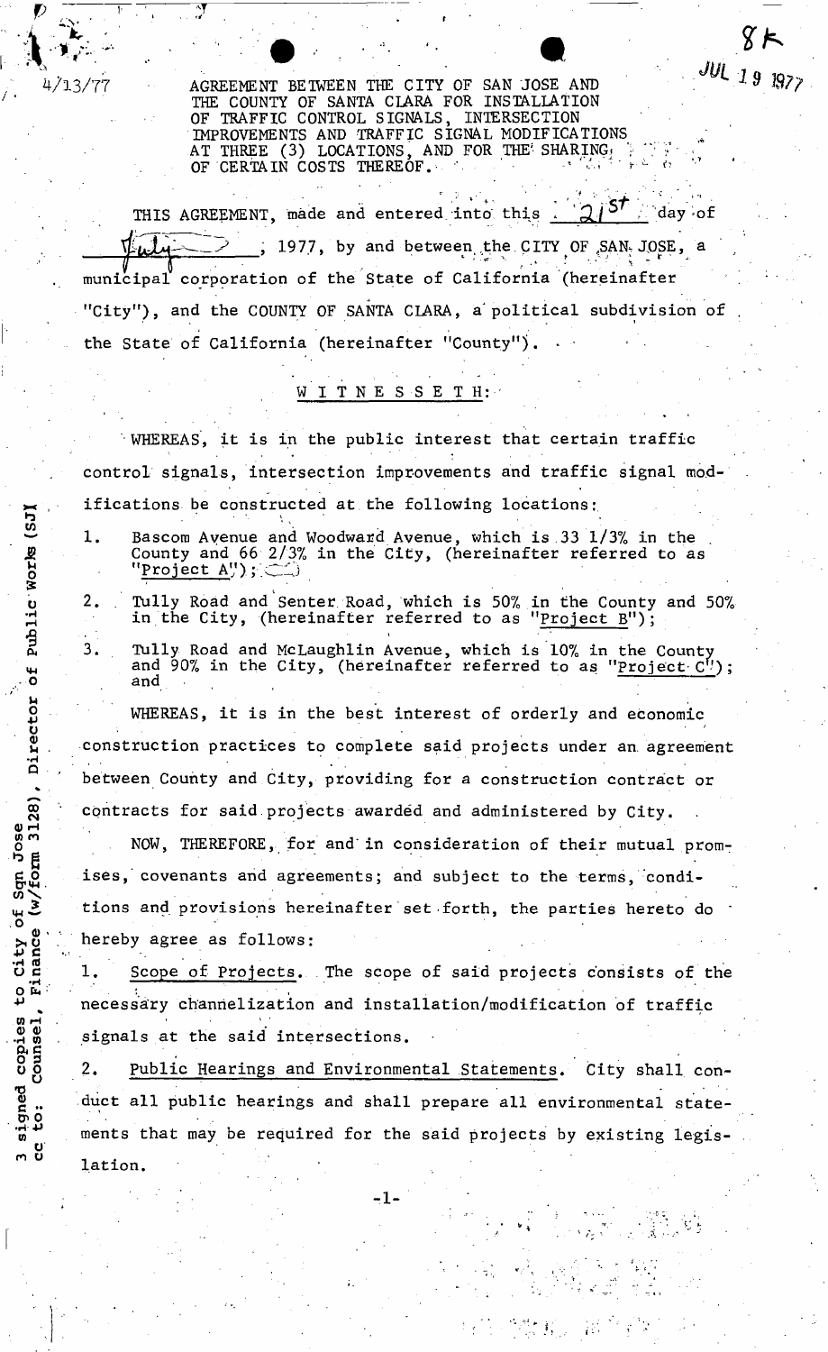4/13/77

8K

JUL 19 1977

AGREEMENT BETWEEN THE CITY OF SAN JOSE AND THE COUNTY OF SANTA CLARA FOR INSTALLATION OF TRAFFIC CONTROL SIGNALS, INTERSECTION IMPROVEMENTS AND TRAFFIC SIGNAL MODIFICATIONS AT THREE (3) LOCATIONS, AND FOR THE SHARING OF CERTAIN COSTS THEREOF.

THIS AGREEMENT, made and entered into this 21st day of July, 1977, by and between the CITY OF SAN JOSE, a municipal corporation of the State of California (hereinafter "City"), and the COUNTY OF SANTA CLARA, a political subdivision of the State of California (hereinafter "County").

W I T N E S S E T H:

WHEREAS, it is in the public interest that certain traffic control signals, intersection improvements and traffic signal modifications be constructed at the following locations:

1. Bascom Avenue and Woodward Avenue, which is 33 1/3% in the County and 66 2/3% in the City, (hereinafter referred to as "Project A");
2. Tully Road and Senter Road, which is 50% in the County and 50% in the City, (hereinafter referred to as "Project B");
3. Tully Road and McLaughlin Avenue, which is 10% in the County and 90% in the City, (hereinafter referred to as "Project C"); and

WHEREAS, it is in the best interest of orderly and economic construction practices to complete said projects under an agreement between County and City, providing for a construction contract or contracts for said projects awarded and administered by City.

NOW, THEREFORE, for and in consideration of their mutual promises, covenants and agreements; and subject to the terms, conditions and provisions hereinafter set forth, the parties hereto do hereby agree as follows:

1. Scope of Projects. The scope of said projects consists of the necessary channelization and installation/modification of traffic signals at the said intersections.

2. Public Hearings and Environmental Statements. City shall conduct all public hearings and shall prepare all environmental statements that may be required for the said projects by existing legislation.

3 signed copies to City of San Jose (SJ)
cc to: Counsel, Finance (w/form 3128), Director of Public Works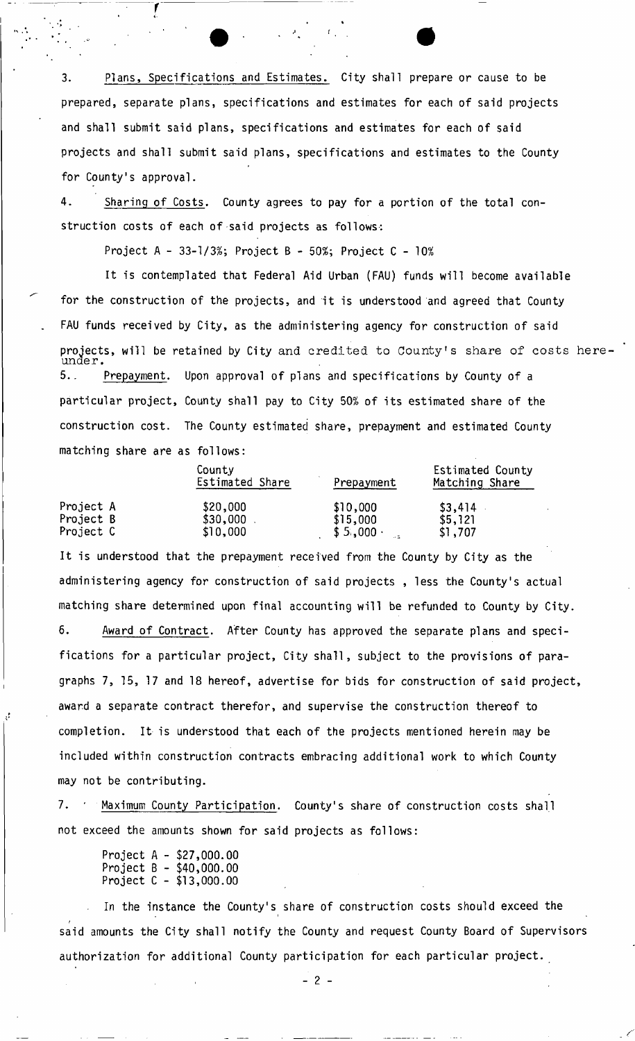3. Plans, Specifications and Estimates. City shall prepare or cause to be prepared, separate plans, specifications and estimates for each of said projects and shall submit said plans, specifications and estimates for each of said projects and shall submit said plans, specifications and estimates to the County for County's approval.

4. Sharing of Costs. County agrees to pay for a portion of the total construction costs of each of said projects as follows:

Project A - 33-1/3%; Project B - 50%; Project C - 10%

It is contemplated that Federal Aid Urban (FAU) funds will become available for the construction of the projects, and it is understood and agreed that County FAU funds received by City, as the administering agency for construction of said projects, will be retained by City and credited to County's share of costs hereunder.

5. Prepayment. Upon approval of plans and specifications by County of a particular project, County shall pay to City 50% of its estimated share of the construction cost. The County estimated share, prepayment and estimated County matching share are as follows:

| | County Estimated Share | Prepayment | Estimated County Matching Share |
|---|---|---|---|
| Project A | $20,000 | $10,000 | $3,414 |
| Project B | $30,000 | $15,000 | $5,121 |
| Project C | $10,000 | $5,000 | $1,707 |

It is understood that the prepayment received from the County by City as the administering agency for construction of said projects , less the County's actual matching share determined upon final accounting will be refunded to County by City.

6. Award of Contract. After County has approved the separate plans and specifications for a particular project, City shall, subject to the provisions of paragraphs 7, 15, 17 and 18 hereof, advertise for bids for construction of said project, award a separate contract therefor, and supervise the construction thereof to completion. It is understood that each of the projects mentioned herein may be included within construction contracts embracing additional work to which County may not be contributing.

7. Maximum County Participation. County's share of construction costs shall not exceed the amounts shown for said projects as follows:

Project A - $27,000.00
Project B - $40,000.00
Project C - $13,000.00

In the instance the County's share of construction costs should exceed the said amounts the City shall notify the County and request County Board of Supervisors authorization for additional County participation for each particular project.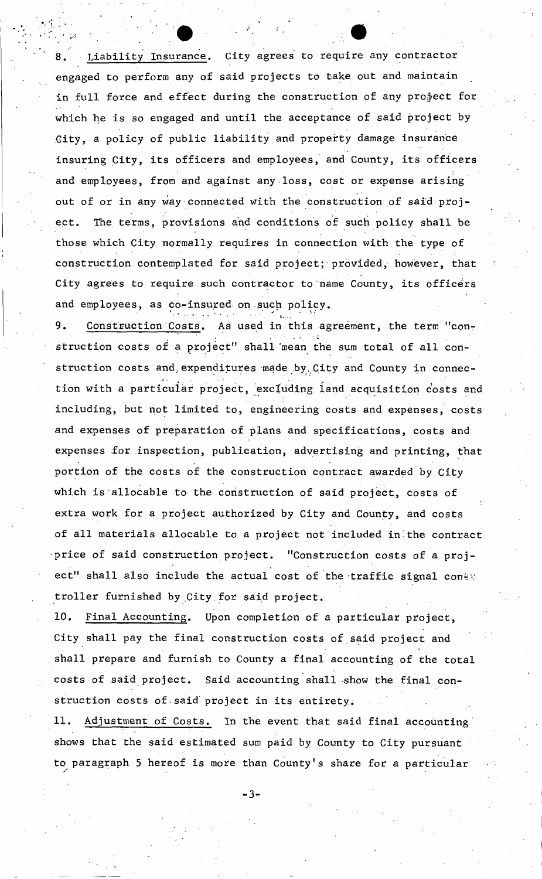8. <u>Liability Insurance</u>. City agrees to require any contractor engaged to perform any of said projects to take out and maintain in full force and effect during the construction of any project for which he is so engaged and until the acceptance of said project by City, a policy of public liability and property damage insurance insuring City, its officers and employees, and County, its officers and employees, from and against any loss, cost or expense arising out of or in any way connected with the construction of said project. The terms, provisions and conditions of such policy shall be those which City normally requires in connection with the type of construction contemplated for said project; provided, however, that City agrees to require such contractor to name County, its officers and employees, as co-insured on such policy.

9. <u>Construction Costs</u>. As used in this agreement, the term "construction costs of a project" shall mean the sum total of all construction costs and expenditures made by City and County in connection with a particular project, excluding land acquisition costs and including, but not limited to, engineering costs and expenses, costs and expenses of preparation of plans and specifications, costs and expenses for inspection, publication, advertising and printing, that portion of the costs of the construction contract awarded by City which is allocable to the construction of said project, costs of extra work for a project authorized by City and County, and costs of all materials allocable to a project not included in the contract price of said construction project. "Construction costs of a project" shall also include the actual cost of the traffic signal controller furnished by City for said project.

10. <u>Final Accounting</u>. Upon completion of a particular project, City shall pay the final construction costs of said project and shall prepare and furnish to County a final accounting of the total costs of said project. Said accounting shall show the final construction costs of said project in its entirety.

11. <u>Adjustment of Costs</u>. In the event that said final accounting shows that the said estimated sum paid by County to City pursuant to paragraph 5 hereof is more than County's share for a particular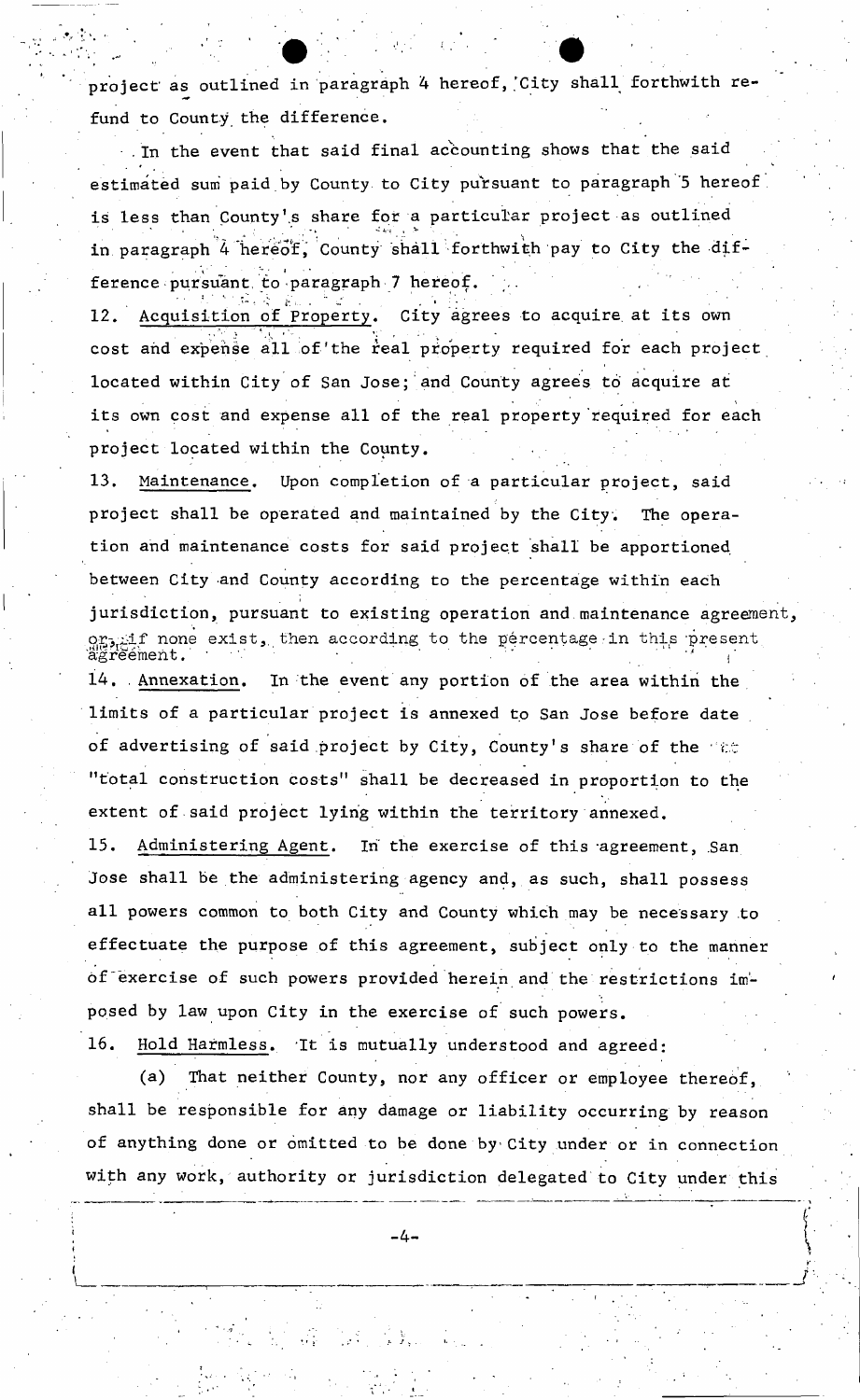project as outlined in paragraph 4 hereof, City shall forthwith refund to County the difference.

In the event that said final accounting shows that the said estimated sum paid by County to City pursuant to paragraph 5 hereof is less than County's share for a particular project as outlined in paragraph 4 hereof, County shall forthwith pay to City the difference pursuant to paragraph 7 hereof.

12. Acquisition of Property. City agrees to acquire at its own cost and expense all of the real property required for each project located within City of San Jose; and County agrees to acquire at its own cost and expense all of the real property required for each project located within the County.

13. Maintenance. Upon completion of a particular project, said project shall be operated and maintained by the City. The operation and maintenance costs for said project shall be apportioned between City and County according to the percentage within each jurisdiction, pursuant to existing operation and maintenance agreement, or, if none exist, then according to the percentage in this present agreement.

14. Annexation. In the event any portion of the area within the limits of a particular project is annexed to San Jose before date of advertising of said project by City, County's share of the "total construction costs" shall be decreased in proportion to the extent of said project lying within the territory annexed.

15. Administering Agent. In the exercise of this agreement, San Jose shall be the administering agency and, as such, shall possess all powers common to both City and County which may be necessary to effectuate the purpose of this agreement, subject only to the manner of exercise of such powers provided herein and the restrictions imposed by law upon City in the exercise of such powers.

16. Hold Harmless. It is mutually understood and agreed:

(a) That neither County, nor any officer or employee thereof, shall be responsible for any damage or liability occurring by reason of anything done or omitted to be done by City under or in connection with any work, authority or jurisdiction delegated to City under this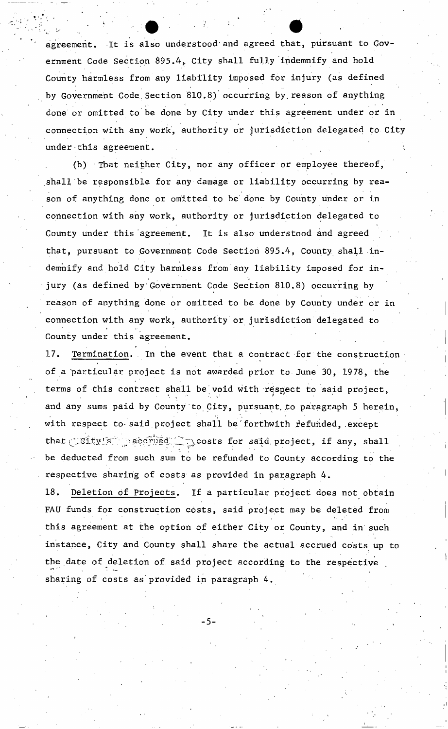agreement. It is also understood and agreed that, pursuant to Government Code Section 895.4, City shall fully indemnify and hold County harmless from any liability imposed for injury (as defined by Government Code Section 810.8) occurring by reason of anything done or omitted to be done by City under this agreement under or in connection with any work, authority or jurisdiction delegated to City under this agreement.

(b) That neither City, nor any officer or employee thereof, shall be responsible for any damage or liability occurring by reason of anything done or omitted to be done by County under or in connection with any work, authority or jurisdiction delegated to County under this agreement. It is also understood and agreed that, pursuant to Government Code Section 895.4, County shall indemnify and hold City harmless from any liability imposed for injury (as defined by Government Code Section 810.8) occurring by reason of anything done or omitted to be done by County under or in connection with any work, authority or jurisdiction delegated to County under this agreement.

17. Termination. In the event that a contract for the construction of a particular project is not awarded prior to June 30, 1978, the terms of this contract shall be void with respect to said project, and any sums paid by County to City, pursuant to paragraph 5 herein, with respect to said project shall be forthwith refunded, except that City's accrued costs for said project, if any, shall be deducted from such sum to be refunded to County according to the respective sharing of costs as provided in paragraph 4.

18. Deletion of Projects. If a particular project does not obtain FAU funds for construction costs, said project may be deleted from this agreement at the option of either City or County, and in such instance, City and County shall share the actual accrued costs up to the date of deletion of said project according to the respective sharing of costs as provided in paragraph 4.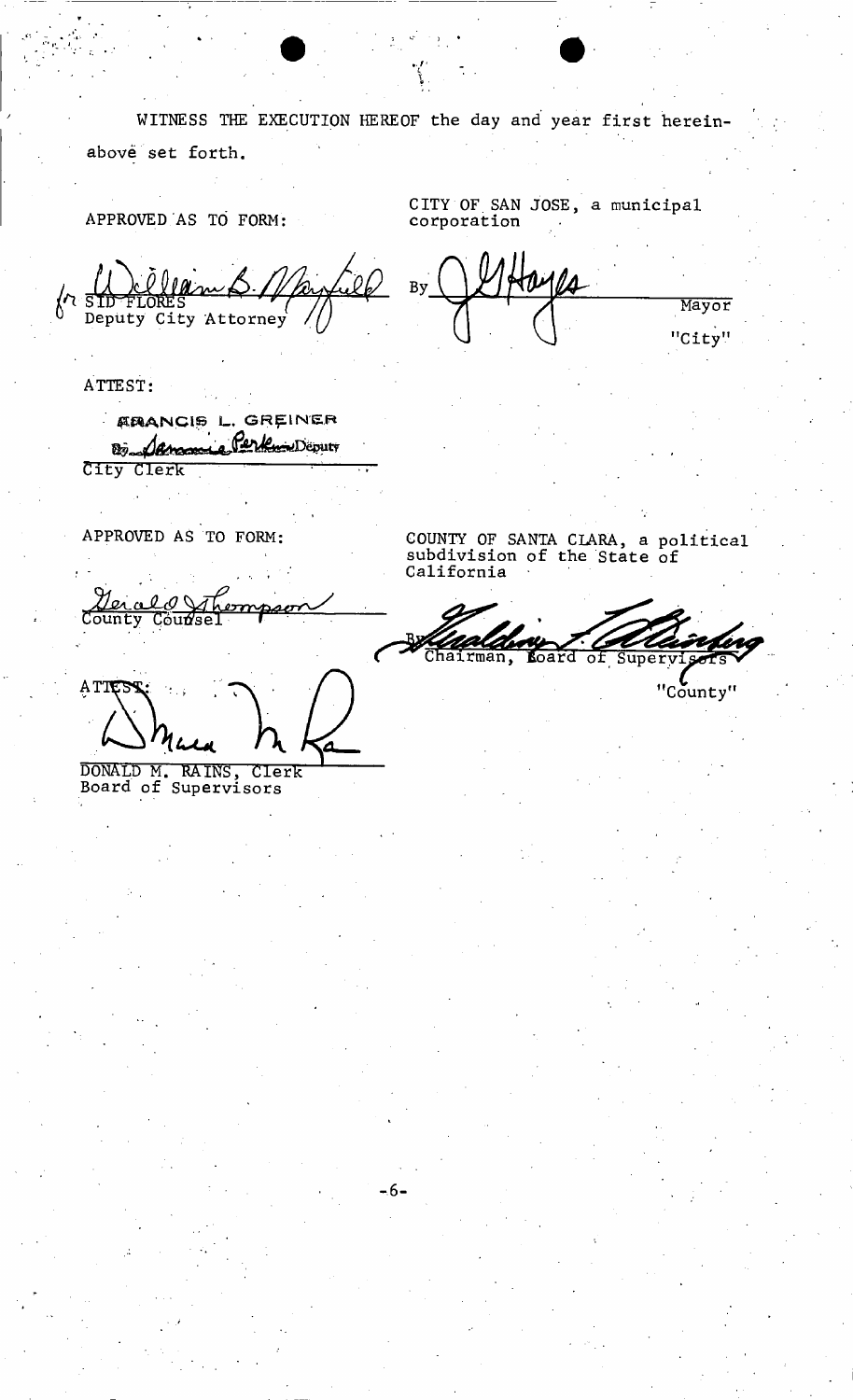WITNESS THE EXECUTION HEREOF the day and year first hereinabove set forth.

APPROVED AS TO FORM:

for SID FLORES
Deputy City Attorney

CITY OF SAN JOSE, a municipal corporation

By ____________________ Mayor

"City"

ATTEST:

FRANCIS L. GREINER
By ____________ Deputy
City Clerk

APPROVED AS TO FORM:

Gerald Thompson
County Counsel

COUNTY OF SANTA CLARA, a political subdivision of the State of California

By ____________________
Chairman, Board of Supervisors

"County"

ATTEST:

DONALD M. RAINS, Clerk
Board of Supervisors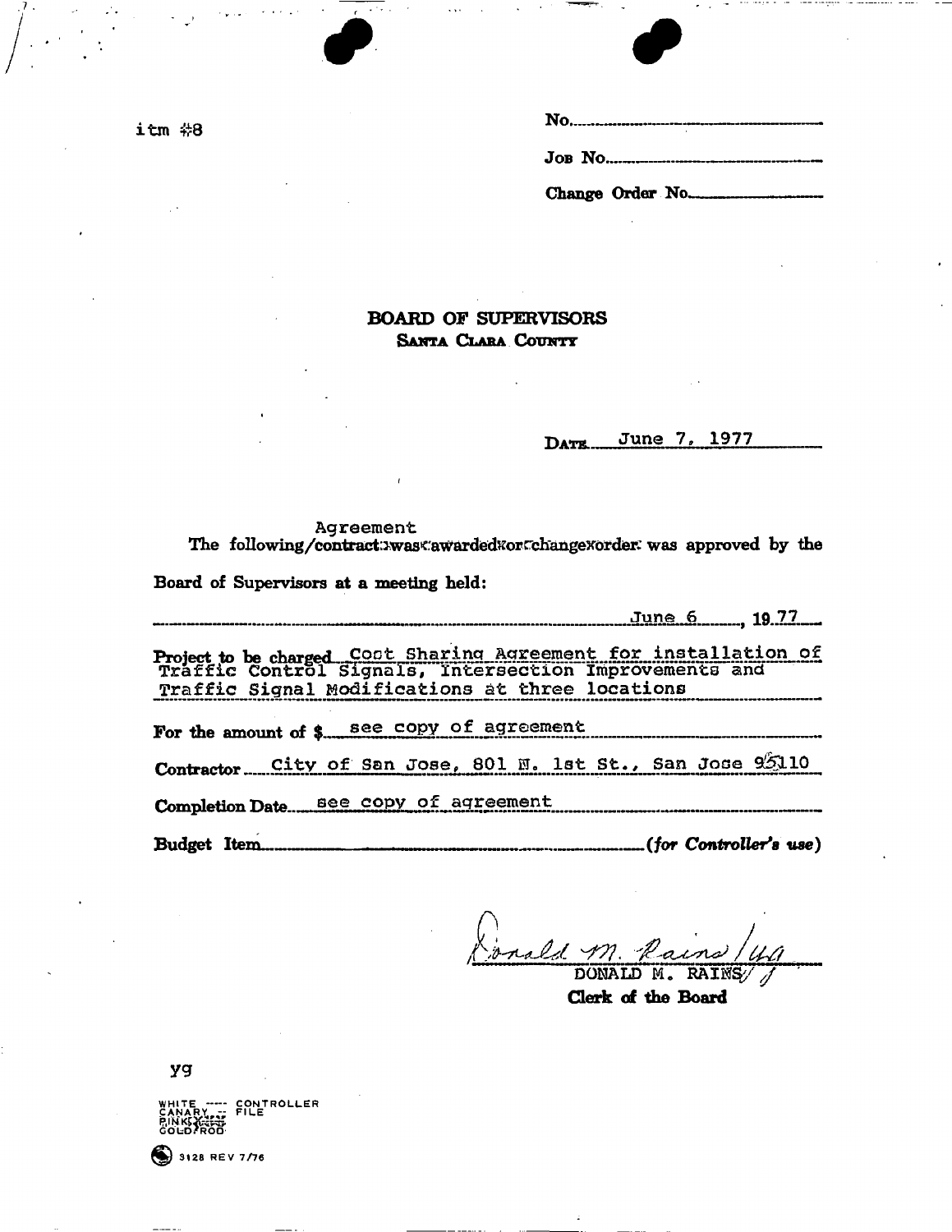itm #8

No.

Job No.

Change Order No.

# BOARD OF SUPERVISORS
## Santa Clara County

Date June 7, 1977

The following/contract was awarded or change order was approved by the Board of Supervisors at a meeting held:

Agreement

June 6, 19 77

Project to be charged Cost Sharing Agreement for installation of Traffic Control Signals, Intersection Improvements and Traffic Signal Modifications at three locations

For the amount of $ see copy of agreement

Contractor City of San Jose, 801 N. 1st St., San Jose 95110

Completion Date see copy of agreement

Budget Item (*for Controller's use*)

Donald M. Rains/ug
DONALD M. RAINS
**Clerk of the Board**

yg

WHITE --- CONTROLLER
CANARY -- FILE
PINK
GOLDROD

3128 REV 7/76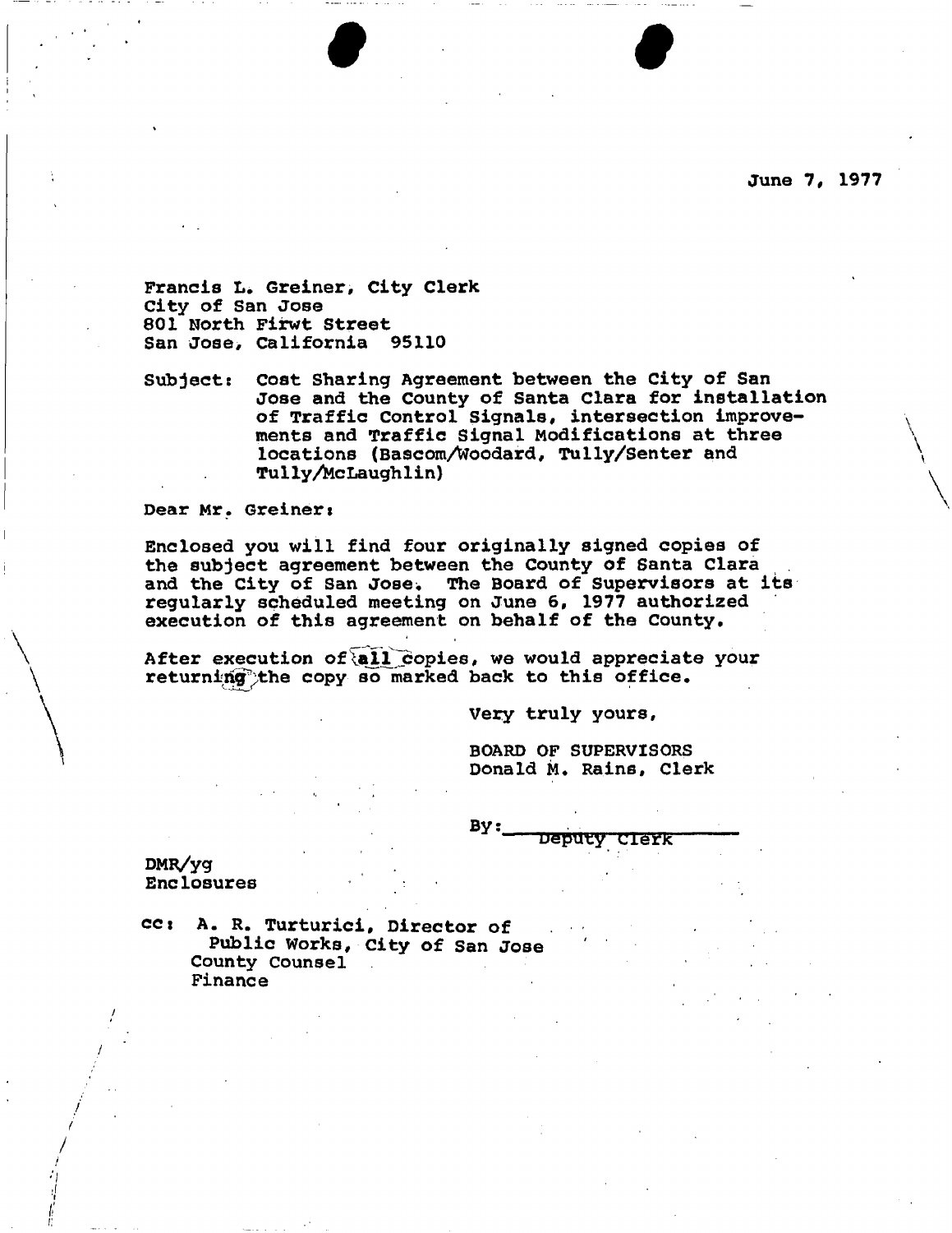June 7, 1977

Francis L. Greiner, City Clerk
City of San Jose
801 North Firwt Street
San Jose, California 95110

Subject: Cost Sharing Agreement between the City of San Jose and the County of Santa Clara for installation of Traffic Control Signals, intersection improvements and Traffic Signal Modifications at three locations (Bascom/Woodard, Tully/Senter and Tully/McLaughlin)

Dear Mr. Greiner:

Enclosed you will find four originally signed copies of the subject agreement between the County of Santa Clara and the City of San Jose. The Board of Supervisors at its regularly scheduled meeting on June 6, 1977 authorized execution of this agreement on behalf of the County.

After execution of all copies, we would appreciate your returning the copy so marked back to this office.

Very truly yours,

BOARD OF SUPERVISORS
Donald M. Rains, Clerk

By: ____________________
Deputy Clerk

DMR/yg
Enclosures

cc: A. R. Turturici, Director of Public Works, City of San Jose
County Counsel
Finance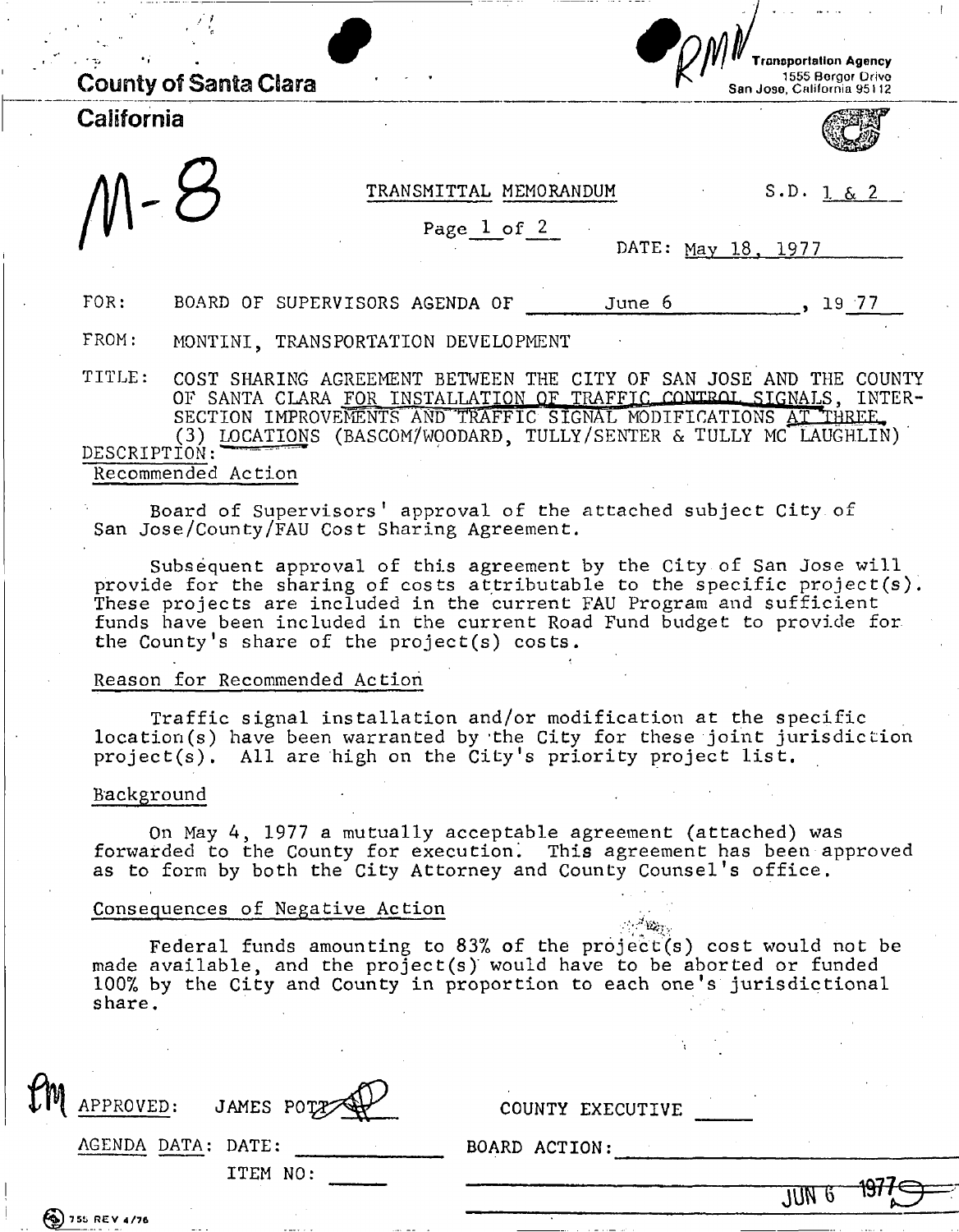County of Santa Clara

California

Transportation Agency
1555 Berger Drive
San Jose, California 95112

M-8

TRANSMITTAL MEMORANDUM

Page 1 of 2

S.D. 1 & 2

DATE: May 18, 1977

FOR: BOARD OF SUPERVISORS AGENDA OF June 6, 19 77

FROM: MONTINI, TRANSPORTATION DEVELOPMENT

TITLE: COST SHARING AGREEMENT BETWEEN THE CITY OF SAN JOSE AND THE COUNTY OF SANTA CLARA FOR INSTALLATION OF TRAFFIC CONTROL SIGNALS, INTERSECTION IMPROVEMENTS AND TRAFFIC SIGNAL MODIFICATIONS AT THREE (3) LOCATIONS (BASCOM/WOODARD, TULLY/SENTER & TULLY MC LAUGHLIN)

DESCRIPTION:

Recommended Action

Board of Supervisors' approval of the attached subject City of San Jose/County/FAU Cost Sharing Agreement.

Subsequent approval of this agreement by the City of San Jose will provide for the sharing of costs attributable to the specific project(s). These projects are included in the current FAU Program and sufficient funds have been included in the current Road Fund budget to provide for the County's share of the project(s) costs.

Reason for Recommended Action

Traffic signal installation and/or modification at the specific location(s) have been warranted by the City for these joint jurisdiction project(s). All are high on the City's priority project list.

Background

On May 4, 1977 a mutually acceptable agreement (attached) was forwarded to the County for execution. This agreement has been approved as to form by both the City Attorney and County Counsel's office.

Consequences of Negative Action

Federal funds amounting to 83% of the project(s) cost would not be made available, and the project(s) would have to be aborted or funded 100% by the City and County in proportion to each one's jurisdictional share.

APPROVED: JAMES POTT

COUNTY EXECUTIVE

AGENDA DATA: DATE:

ITEM NO:

BOARD ACTION:

JUN 6 1977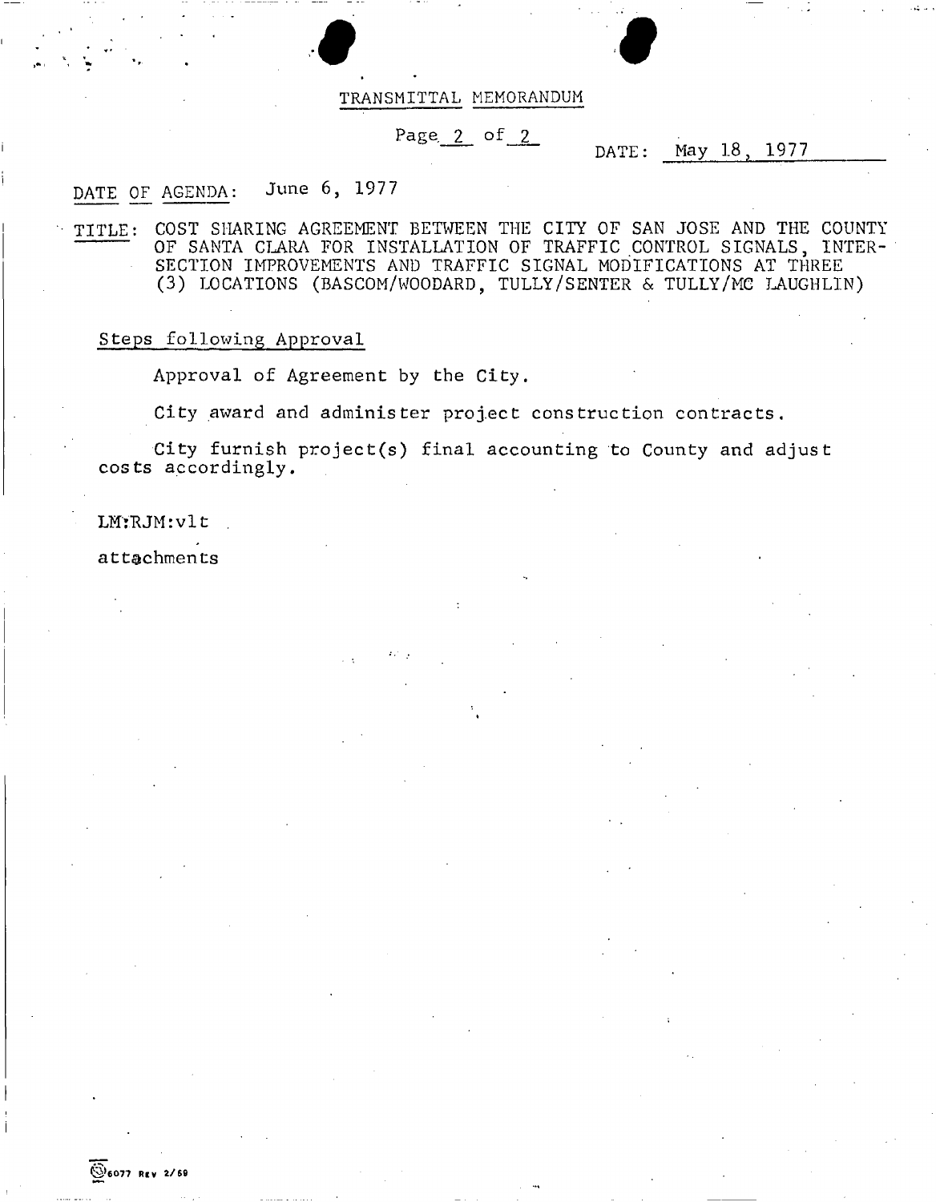# TRANSMITTAL MEMORANDUM

DATE: May 18, 1977

DATE OF AGENDA: June 6, 1977

TITLE: COST SHARING AGREEMENT BETWEEN THE CITY OF SAN JOSE AND THE COUNTY OF SANTA CLARA FOR INSTALLATION OF TRAFFIC CONTROL SIGNALS, INTERSECTION IMPROVEMENTS AND TRAFFIC SIGNAL MODIFICATIONS AT THREE (3) LOCATIONS (BASCOM/WOODARD, TULLY/SENTER & TULLY/MC LAUGHLIN)

Steps following Approval

Approval of Agreement by the City.

City award and administer project construction contracts.

City furnish project(s) final accounting to County and adjust costs accordingly.

LM:RJM:vlt

attachments

6077 REV 2/69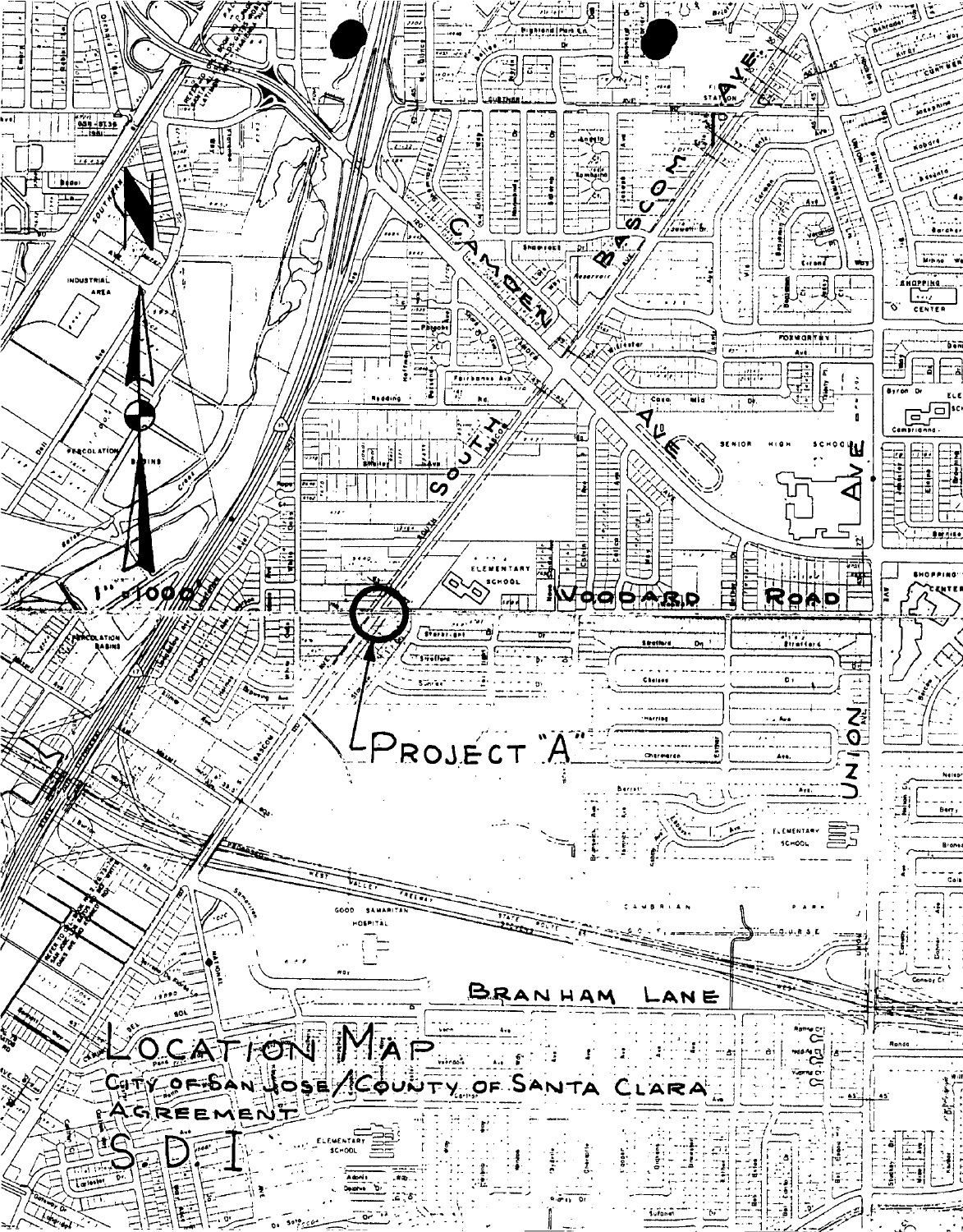PROJECT "A"

# LOCATION MAP

CITY OF SAN JOSE / COUNTY OF SANTA CLARA

AGREEMENT

S. D. I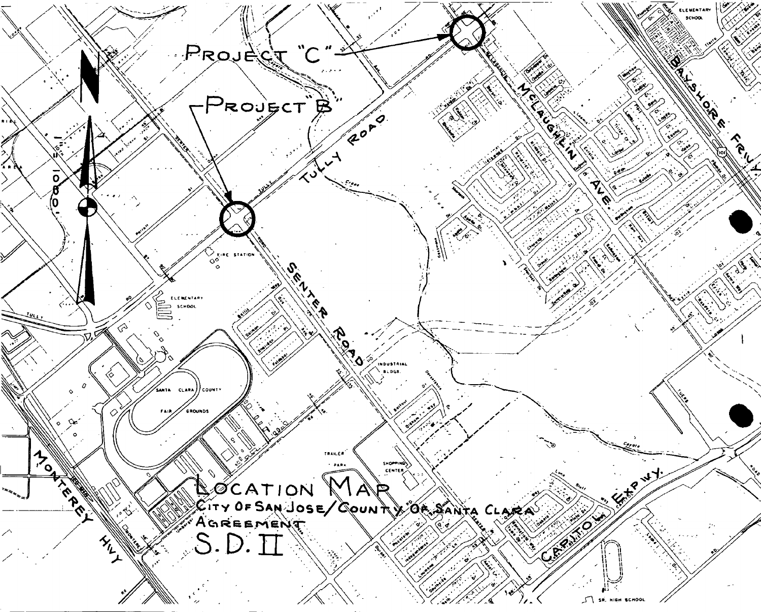PROJECT "C"

PROJECT "B"

LOCATION MAP
CITY OF SAN JOSE/COUNTY OF SANTA CLARA
AGREEMENT
S.D. II